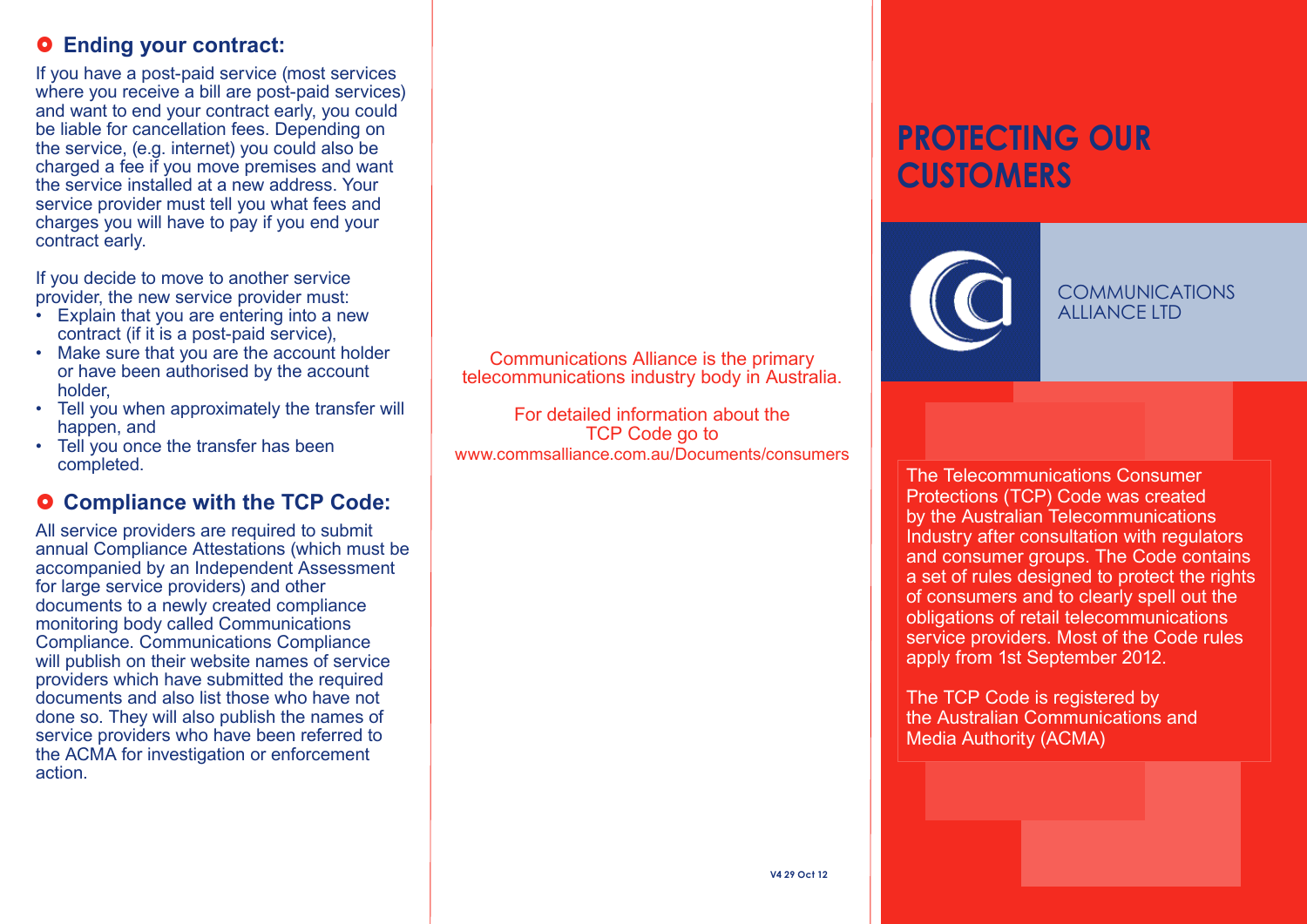## Ending your contract:

If you have a post-paid service (most services where you receive a bill are post-paid services) and want to end your contract early, you could be liable for cancellation fees. Depending on the service, (e.g. internet) you could also be charged a fee if you move premises and want the service installed at a new address. Your service provider must tell you what fees and charges you will have to pay if you end your contract early.

If you decide to move to another service provider, the new service provider must:

- Explain that you are entering into a new contract (if it is a post-paid service),
- Make sure that you are the account holder or have been authorised by the account holder,
- Tell you when approximately the transfer will happen, and
- Tell you once the transfer has been completed.

## Compliance with the TCP Code:

All service providers are required to submit annual Compliance Attestations (which must be accompanied by an Independent Assessment for large service providers) and other documents to a newly created compliance monitoring body called Communications Compliance. Communications Compliance will publish on their website names of service providers which have submitted the required documents and also list those who have not done so. They will also publish the names of service providers who have been referred to the ACMA for investigation or enforcement action.

Communications Alliance is the primary telecommunications industry body in Australia.

For detailed information about the TCP Code go to www.commsalliance.com.au/Documents/consumers

V4 29 Oct 12

# PROTECTING OUR CUSTOMERS

COMMUNICATIONS ALLIANCE LTD

The Telecommunications Consumer Protections (TCP) Code was created by the Australian Telecommunications Industry after consultation with regulators and consumer groups. The Code contains a set of rules designed to protect the rights of consumers and to clearly spell out the obligations of retail telecommunications service providers. Most of the Code rules apply from 1st September 2012.

The TCP Code is registered by the Australian Communications and Media Authority (ACMA)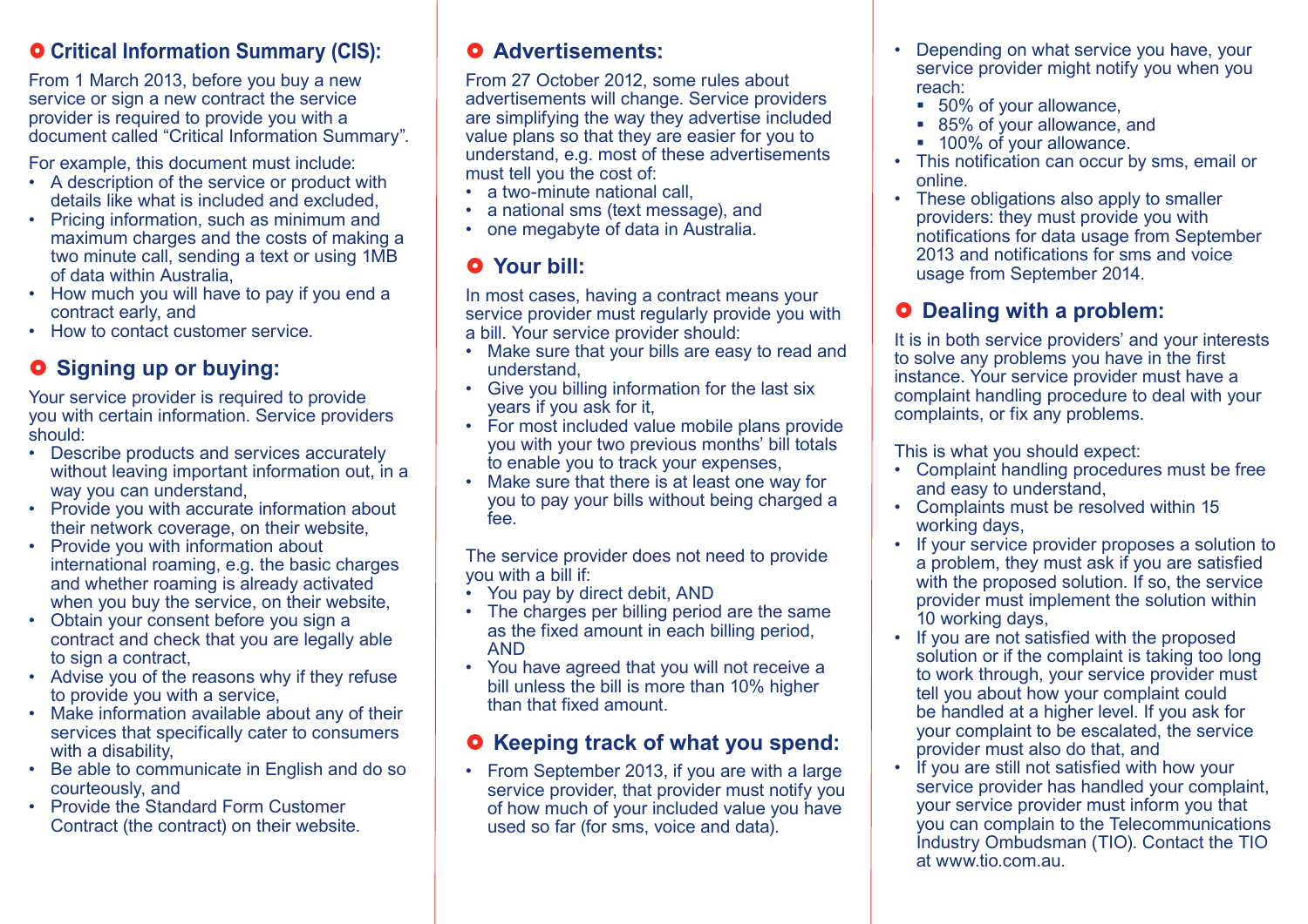## Critical Information Summary (CIS):

From 1 March 2013, before you buy a new service or sign a new contract the service provider is required to provide you with a document called "Critical Information Summary".

For example, this document must include:

- A description of the service or product with details like what is included and excluded,
- Pricing information, such as minimum and maximum charges and the costs of making a two minute call, sending a text or using 1MB of data within Australia,
- How much you will have to pay if you end a contract early, and
- How to contact customer service.

## Signing up or buying:

Your service provider is required to provide you with certain information. Service providers should:

- Describe products and services accurately without leaving important information out, in a way you can understand,
- Provide you with accurate information about their network coverage, on their website,
- Provide you with information about international roaming, e.g. the basic charges and whether roaming is already activated when you buy the service, on their website,
- Obtain your consent before you sign a contract and check that you are legally able to sign a contract,
- Advise you of the reasons why if they refuse to provide you with a service,
- Make information available about any of their services that specifically cater to consumers with a disability,
- Be able to communicate in English and do so courteously, and
- Provide the Standard Form Customer Contract (the contract) on their website.

## Advertisements:

From 27 October 2012, some rules about advertisements will change. Service providers are simplifying the way they advertise included value plans so that they are easier for you to understand, e.g. most of these advertisements must tell you the cost of:

- a two-minute national call,
- a national sms (text message), and
- one megabyte of data in Australia.

## Your bill:

In most cases, having a contract means your service provider must regularly provide you with a bill. Your service provider should:

- Make sure that your bills are easy to read and understand,
- Give you billing information for the last six years if you ask for it,
- For most included value mobile plans provide you with your two previous months' bill totals to enable you to track your expenses,
- Make sure that there is at least one way for you to pay your bills without being charged a fee.

The service provider does not need to provide you with a bill if:

- You pay by direct debit, AND
- The charges per billing period are the same as the fixed amount in each billing period, AND
- You have agreed that you will not receive a bill unless the bill is more than 10% higher than that fixed amount.

## Keeping track of what you spend:

- From September 2013, if you are with a large service provider, that provider must notify you of how much of your included value you have used so far (for sms, voice and data).
- Depending on what service you have, your service provider might notify you when you reach:
  - 50% of your allowance,
  - 85% of your allowance, and
  - 100% of your allowance.
- This notification can occur by sms, email or online.
- These obligations also apply to smaller providers: they must provide you with notifications for data usage from September 2013 and notifications for sms and voice usage from September 2014.

## Dealing with a problem:

It is in both service providers' and your interests to solve any problems you have in the first instance. Your service provider must have a complaint handling procedure to deal with your complaints, or fix any problems.

This is what you should expect:

- Complaint handling procedures must be free and easy to understand,
- Complaints must be resolved within 15 working days,
- If your service provider proposes a solution to a problem, they must ask if you are satisfied with the proposed solution. If so, the service provider must implement the solution within 10 working days,
- If you are not satisfied with the proposed solution or if the complaint is taking too long to work through, your service provider must tell you about how your complaint could be handled at a higher level. If you ask for your complaint to be escalated, the service provider must also do that, and
- If you are still not satisfied with how your service provider has handled your complaint, your service provider must inform you that you can complain to the Telecommunications Industry Ombudsman (TIO). Contact the TIO at www.tio.com.au.